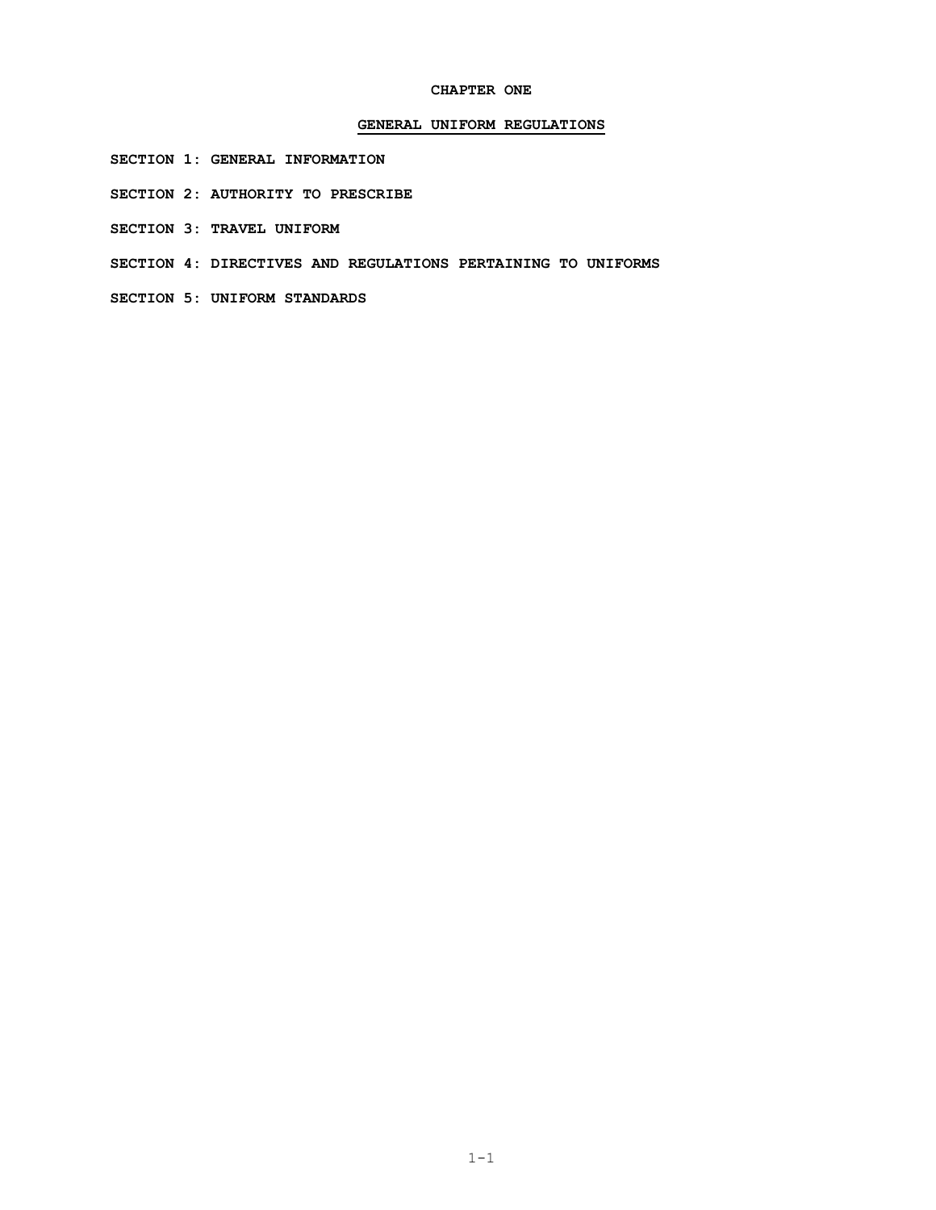# CHAPTER ONE

## GENERAL UNIFORM REGULATIONS

**SECTION 1: GENERAL INFORMATION**

**SECTION 2: AUTHORITY TO PRESCRIBE**

**SECTION 3: TRAVEL UNIFORM**

**SECTION 4: DIRECTIVES AND REGULATIONS PERTAINING TO UNIFORMS**

**SECTION 5: UNIFORM STANDARDS**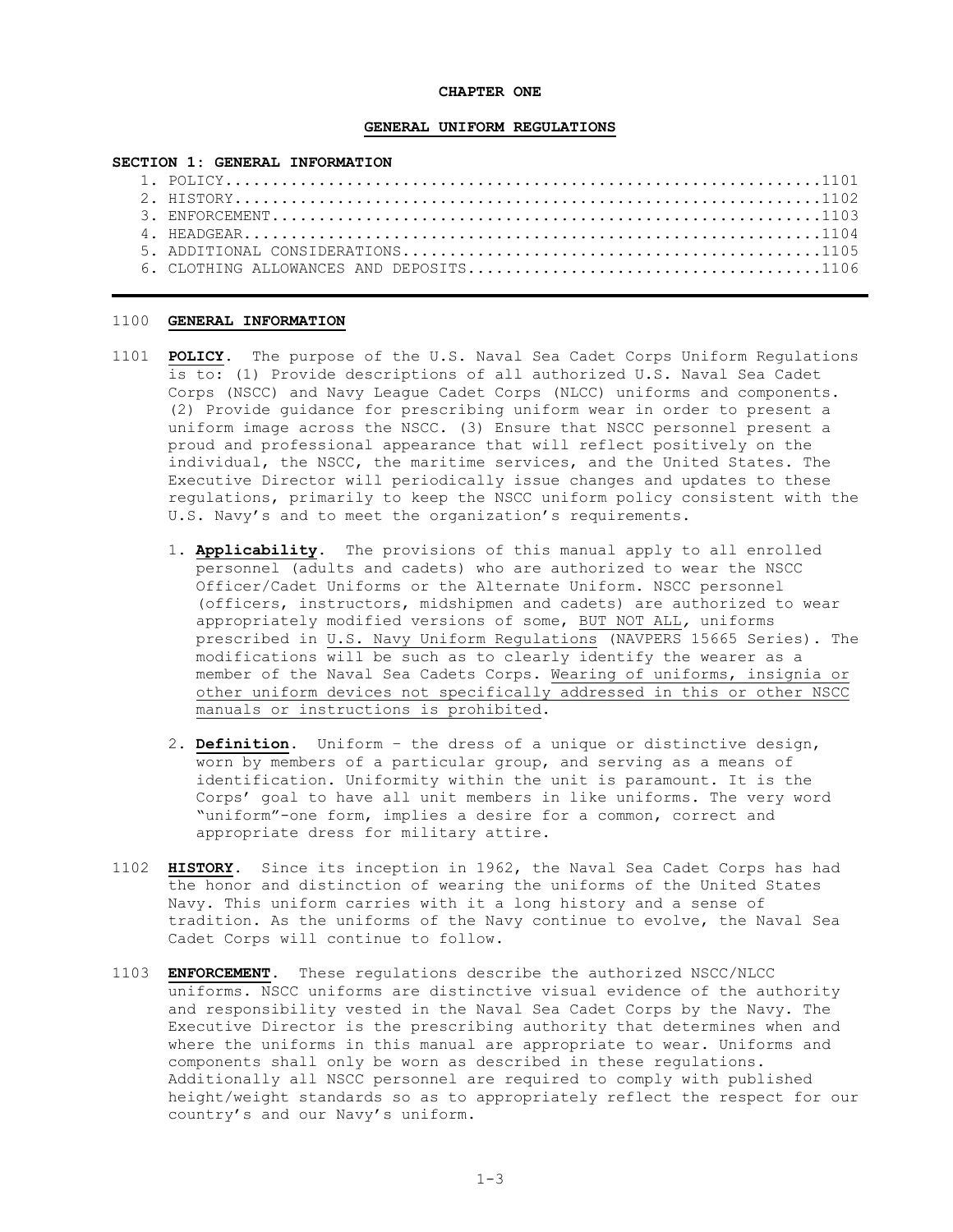# CHAPTER ONE

## GENERAL UNIFORM REGULATIONS

**SECTION 1: GENERAL INFORMATION**

1. POLICY....................................................................1101
2. HISTORY..................................................................1102
3. ENFORCEMENT..............................................................1103
4. HEADGEAR.................................................................1104
5. ADDITIONAL CONSIDERATIONS................................................1105
6. CLOTHING ALLOWANCES AND DEPOSITS.........................................1106

---

1100 **GENERAL INFORMATION**

1101 **POLICY**. The purpose of the U.S. Naval Sea Cadet Corps Uniform Regulations is to: (1) Provide descriptions of all authorized U.S. Naval Sea Cadet Corps (NSCC) and Navy League Cadet Corps (NLCC) uniforms and components. (2) Provide guidance for prescribing uniform wear in order to present a uniform image across the NSCC. (3) Ensure that NSCC personnel present a proud and professional appearance that will reflect positively on the individual, the NSCC, the maritime services, and the United States. The Executive Director will periodically issue changes and updates to these regulations, primarily to keep the NSCC uniform policy consistent with the U.S. Navy's and to meet the organization's requirements.

1. **Applicability**. The provisions of this manual apply to all enrolled personnel (adults and cadets) who are authorized to wear the NSCC Officer/Cadet Uniforms or the Alternate Uniform. NSCC personnel (officers, instructors, midshipmen and cadets) are authorized to wear appropriately modified versions of some, BUT NOT ALL, uniforms prescribed in U.S. Navy Uniform Regulations (NAVPERS 15665 Series). The modifications will be such as to clearly identify the wearer as a member of the Naval Sea Cadets Corps. Wearing of uniforms, insignia or other uniform devices not specifically addressed in this or other NSCC manuals or instructions is prohibited.

2. **Definition**. Uniform – the dress of a unique or distinctive design, worn by members of a particular group, and serving as a means of identification. Uniformity within the unit is paramount. It is the Corps' goal to have all unit members in like uniforms. The very word "uniform"-one form, implies a desire for a common, correct and appropriate dress for military attire.

1102 **HISTORY**. Since its inception in 1962, the Naval Sea Cadet Corps has had the honor and distinction of wearing the uniforms of the United States Navy. This uniform carries with it a long history and a sense of tradition. As the uniforms of the Navy continue to evolve, the Naval Sea Cadet Corps will continue to follow.

1103 **ENFORCEMENT**. These regulations describe the authorized NSCC/NLCC uniforms. NSCC uniforms are distinctive visual evidence of the authority and responsibility vested in the Naval Sea Cadet Corps by the Navy. The Executive Director is the prescribing authority that determines when and where the uniforms in this manual are appropriate to wear. Uniforms and components shall only be worn as described in these regulations. Additionally all NSCC personnel are required to comply with published height/weight standards so as to appropriately reflect the respect for our country's and our Navy's uniform.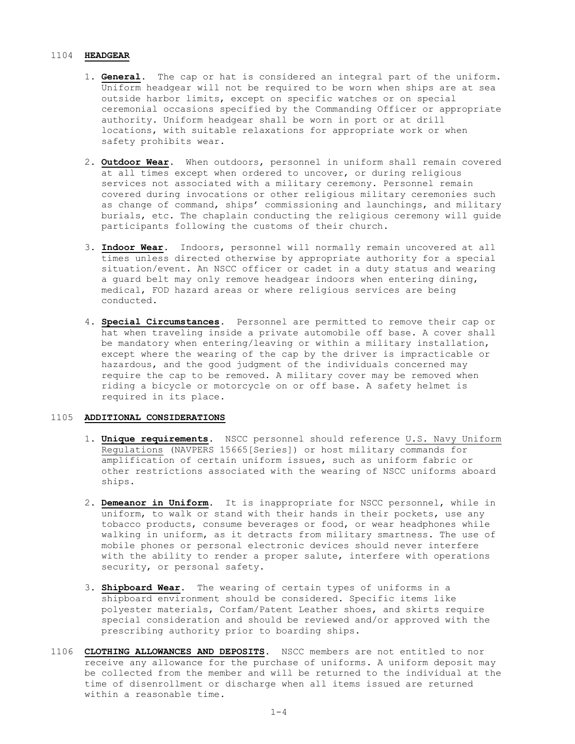## 1104 **HEADGEAR**

1. **General**. The cap or hat is considered an integral part of the uniform. Uniform headgear will not be required to be worn when ships are at sea outside harbor limits, except on specific watches or on special ceremonial occasions specified by the Commanding Officer or appropriate authority. Uniform headgear shall be worn in port or at drill locations, with suitable relaxations for appropriate work or when safety prohibits wear.

2. **Outdoor Wear**. When outdoors, personnel in uniform shall remain covered at all times except when ordered to uncover, or during religious services not associated with a military ceremony. Personnel remain covered during invocations or other religious military ceremonies such as change of command, ships' commissioning and launchings, and military burials, etc. The chaplain conducting the religious ceremony will guide participants following the customs of their church.

3. **Indoor Wear**. Indoors, personnel will normally remain uncovered at all times unless directed otherwise by appropriate authority for a special situation/event. An NSCC officer or cadet in a duty status and wearing a guard belt may only remove headgear indoors when entering dining, medical, FOD hazard areas or where religious services are being conducted.

4. **Special Circumstances**. Personnel are permitted to remove their cap or hat when traveling inside a private automobile off base. A cover shall be mandatory when entering/leaving or within a military installation, except where the wearing of the cap by the driver is impracticable or hazardous, and the good judgment of the individuals concerned may require the cap to be removed. A military cover may be removed when riding a bicycle or motorcycle on or off base. A safety helmet is required in its place.

## 1105 **ADDITIONAL CONSIDERATIONS**

1. **Unique requirements**. NSCC personnel should reference U.S. Navy Uniform Regulations (NAVPERS 15665[Series]) or host military commands for amplification of certain uniform issues, such as uniform fabric or other restrictions associated with the wearing of NSCC uniforms aboard ships.

2. **Demeanor in Uniform**. It is inappropriate for NSCC personnel, while in uniform, to walk or stand with their hands in their pockets, use any tobacco products, consume beverages or food, or wear headphones while walking in uniform, as it detracts from military smartness. The use of mobile phones or personal electronic devices should never interfere with the ability to render a proper salute, interfere with operations security, or personal safety.

3. **Shipboard Wear**. The wearing of certain types of uniforms in a shipboard environment should be considered. Specific items like polyester materials, Corfam/Patent Leather shoes, and skirts require special consideration and should be reviewed and/or approved with the prescribing authority prior to boarding ships.

## 1106 **CLOTHING ALLOWANCES AND DEPOSITS**.

NSCC members are not entitled to nor receive any allowance for the purchase of uniforms. A uniform deposit may be collected from the member and will be returned to the individual at the time of disenrollment or discharge when all items issued are returned within a reasonable time.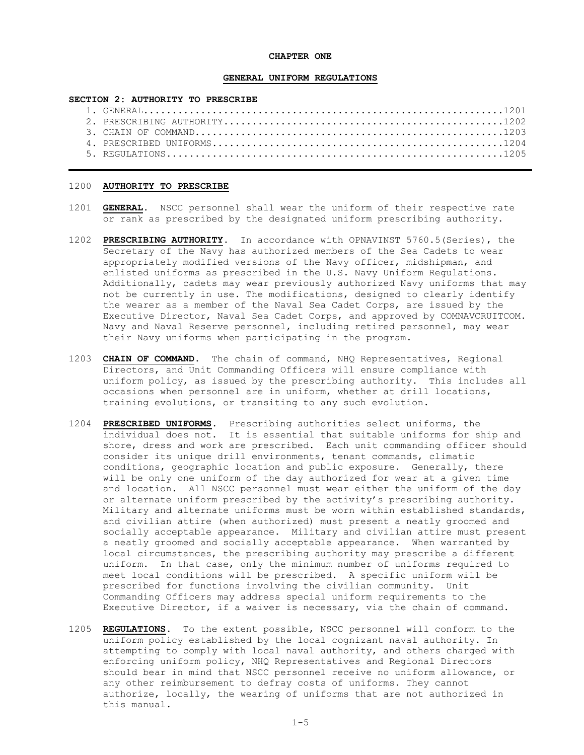**CHAPTER ONE**

**GENERAL UNIFORM REGULATIONS**

**SECTION 2: AUTHORITY TO PRESCRIBE**

1. GENERAL............................................................1201
2. PRESCRIBING AUTHORITY..............................................1202
3. CHAIN OF COMMAND...................................................1203
4. PRESCRIBED UNIFORMS................................................1204
5. REGULATIONS........................................................1205

---

1200 **AUTHORITY TO PRESCRIBE**

1201 **GENERAL**. NSCC personnel shall wear the uniform of their respective rate or rank as prescribed by the designated uniform prescribing authority.

1202 **PRESCRIBING AUTHORITY**. In accordance with OPNAVINST 5760.5(Series), the Secretary of the Navy has authorized members of the Sea Cadets to wear appropriately modified versions of the Navy officer, midshipman, and enlisted uniforms as prescribed in the U.S. Navy Uniform Regulations. Additionally, cadets may wear previously authorized Navy uniforms that may not be currently in use. The modifications, designed to clearly identify the wearer as a member of the Naval Sea Cadet Corps, are issued by the Executive Director, Naval Sea Cadet Corps, and approved by COMNAVCRUITCOM. Navy and Naval Reserve personnel, including retired personnel, may wear their Navy uniforms when participating in the program.

1203 **CHAIN OF COMMAND**. The chain of command, NHQ Representatives, Regional Directors, and Unit Commanding Officers will ensure compliance with uniform policy, as issued by the prescribing authority. This includes all occasions when personnel are in uniform, whether at drill locations, training evolutions, or transiting to any such evolution.

1204 **PRESCRIBED UNIFORMS**. Prescribing authorities select uniforms, the individual does not. It is essential that suitable uniforms for ship and shore, dress and work are prescribed. Each unit commanding officer should consider its unique drill environments, tenant commands, climatic conditions, geographic location and public exposure. Generally, there will be only one uniform of the day authorized for wear at a given time and location. All NSCC personnel must wear either the uniform of the day or alternate uniform prescribed by the activity's prescribing authority. Military and alternate uniforms must be worn within established standards, and civilian attire (when authorized) must present a neatly groomed and socially acceptable appearance. Military and civilian attire must present a neatly groomed and socially acceptable appearance. When warranted by local circumstances, the prescribing authority may prescribe a different uniform. In that case, only the minimum number of uniforms required to meet local conditions will be prescribed. A specific uniform will be prescribed for functions involving the civilian community. Unit Commanding Officers may address special uniform requirements to the Executive Director, if a waiver is necessary, via the chain of command.

1205 **REGULATIONS**. To the extent possible, NSCC personnel will conform to the uniform policy established by the local cognizant naval authority. In attempting to comply with local naval authority, and others charged with enforcing uniform policy, NHQ Representatives and Regional Directors should bear in mind that NSCC personnel receive no uniform allowance, or any other reimbursement to defray costs of uniforms. They cannot authorize, locally, the wearing of uniforms that are not authorized in this manual.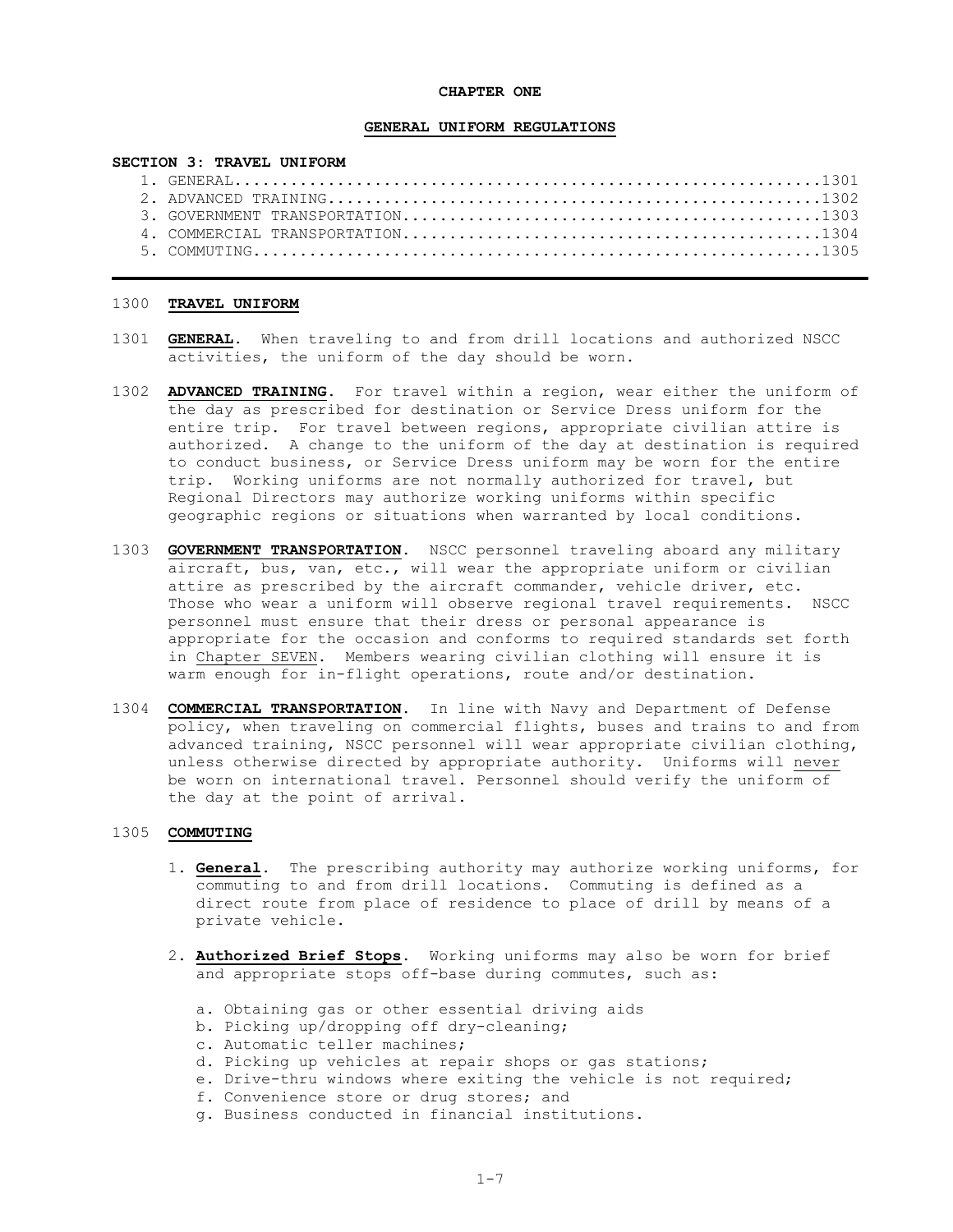**CHAPTER ONE**

**GENERAL UNIFORM REGULATIONS**

**SECTION 3: TRAVEL UNIFORM**

1. GENERAL............................................................1301
2. ADVANCED TRAINING..................................................1302
3. GOVERNMENT TRANSPORTATION...........................................1303
4. COMMERCIAL TRANSPORTATION...........................................1304
5. COMMUTING..........................................................1305

---

1300 **TRAVEL UNIFORM**

1301 **GENERAL**. When traveling to and from drill locations and authorized NSCC activities, the uniform of the day should be worn.

1302 **ADVANCED TRAINING**. For travel within a region, wear either the uniform of the day as prescribed for destination or Service Dress uniform for the entire trip. For travel between regions, appropriate civilian attire is authorized. A change to the uniform of the day at destination is required to conduct business, or Service Dress uniform may be worn for the entire trip. Working uniforms are not normally authorized for travel, but Regional Directors may authorize working uniforms within specific geographic regions or situations when warranted by local conditions.

1303 **GOVERNMENT TRANSPORTATION**. NSCC personnel traveling aboard any military aircraft, bus, van, etc., will wear the appropriate uniform or civilian attire as prescribed by the aircraft commander, vehicle driver, etc. Those who wear a uniform will observe regional travel requirements. NSCC personnel must ensure that their dress or personal appearance is appropriate for the occasion and conforms to required standards set forth in Chapter SEVEN. Members wearing civilian clothing will ensure it is warm enough for in-flight operations, route and/or destination.

1304 **COMMERCIAL TRANSPORTATION**. In line with Navy and Department of Defense policy, when traveling on commercial flights, buses and trains to and from advanced training, NSCC personnel will wear appropriate civilian clothing, unless otherwise directed by appropriate authority. Uniforms will never be worn on international travel. Personnel should verify the uniform of the day at the point of arrival.

1305 **COMMUTING**

1. **General**. The prescribing authority may authorize working uniforms, for commuting to and from drill locations. Commuting is defined as a direct route from place of residence to place of drill by means of a private vehicle.

2. **Authorized Brief Stops**. Working uniforms may also be worn for brief and appropriate stops off-base during commutes, such as:

   a. Obtaining gas or other essential driving aids
   b. Picking up/dropping off dry-cleaning;
   c. Automatic teller machines;
   d. Picking up vehicles at repair shops or gas stations;
   e. Drive-thru windows where exiting the vehicle is not required;
   f. Convenience store or drug stores; and
   g. Business conducted in financial institutions.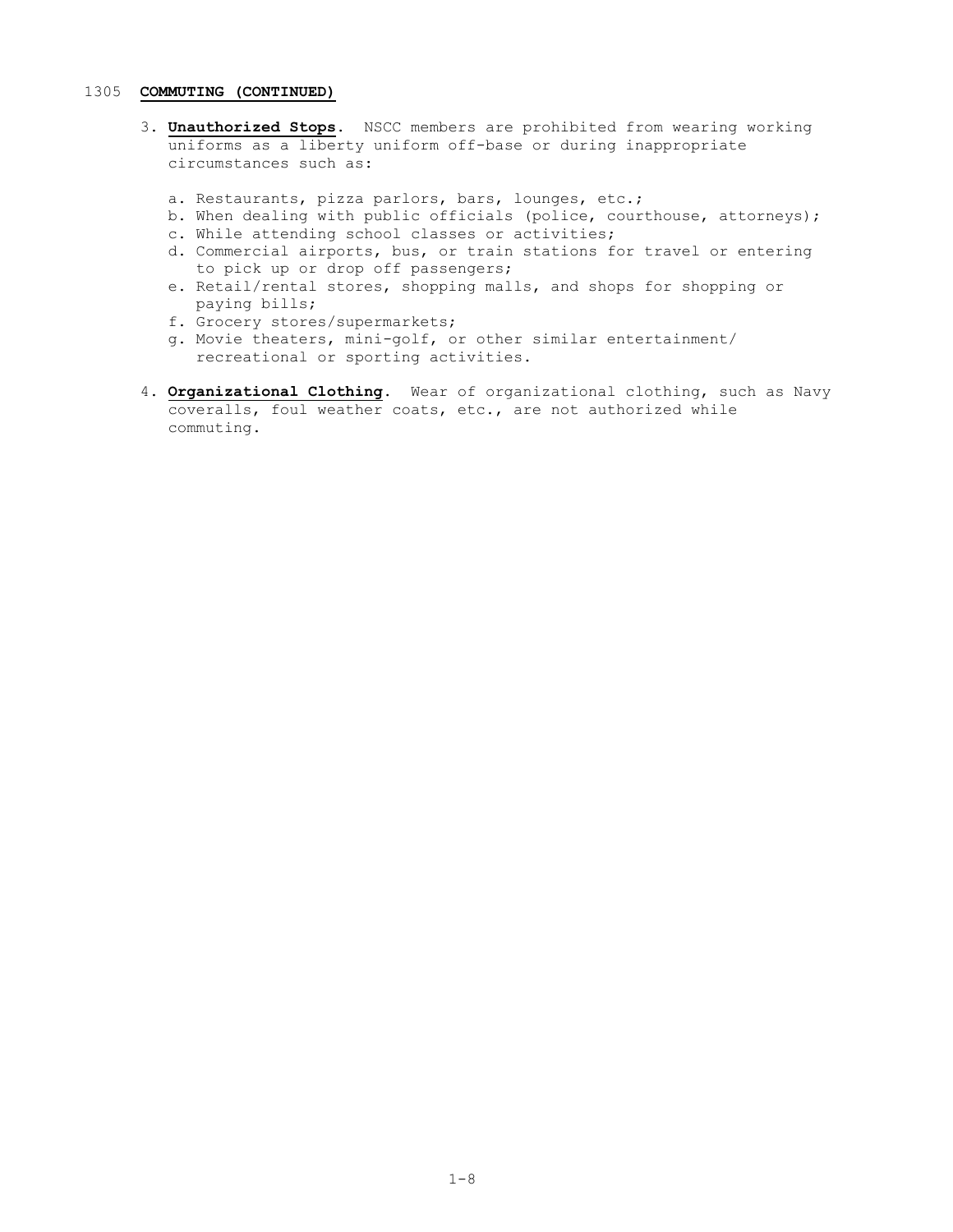## 1305 **COMMUTING (CONTINUED)**

3. **Unauthorized Stops**. NSCC members are prohibited from wearing working uniforms as a liberty uniform off-base or during inappropriate circumstances such as:

   a. Restaurants, pizza parlors, bars, lounges, etc.;
   b. When dealing with public officials (police, courthouse, attorneys);
   c. While attending school classes or activities;
   d. Commercial airports, bus, or train stations for travel or entering to pick up or drop off passengers;
   e. Retail/rental stores, shopping malls, and shops for shopping or paying bills;
   f. Grocery stores/supermarkets;
   g. Movie theaters, mini-golf, or other similar entertainment/ recreational or sporting activities.

4. **Organizational Clothing**. Wear of organizational clothing, such as Navy coveralls, foul weather coats, etc., are not authorized while commuting.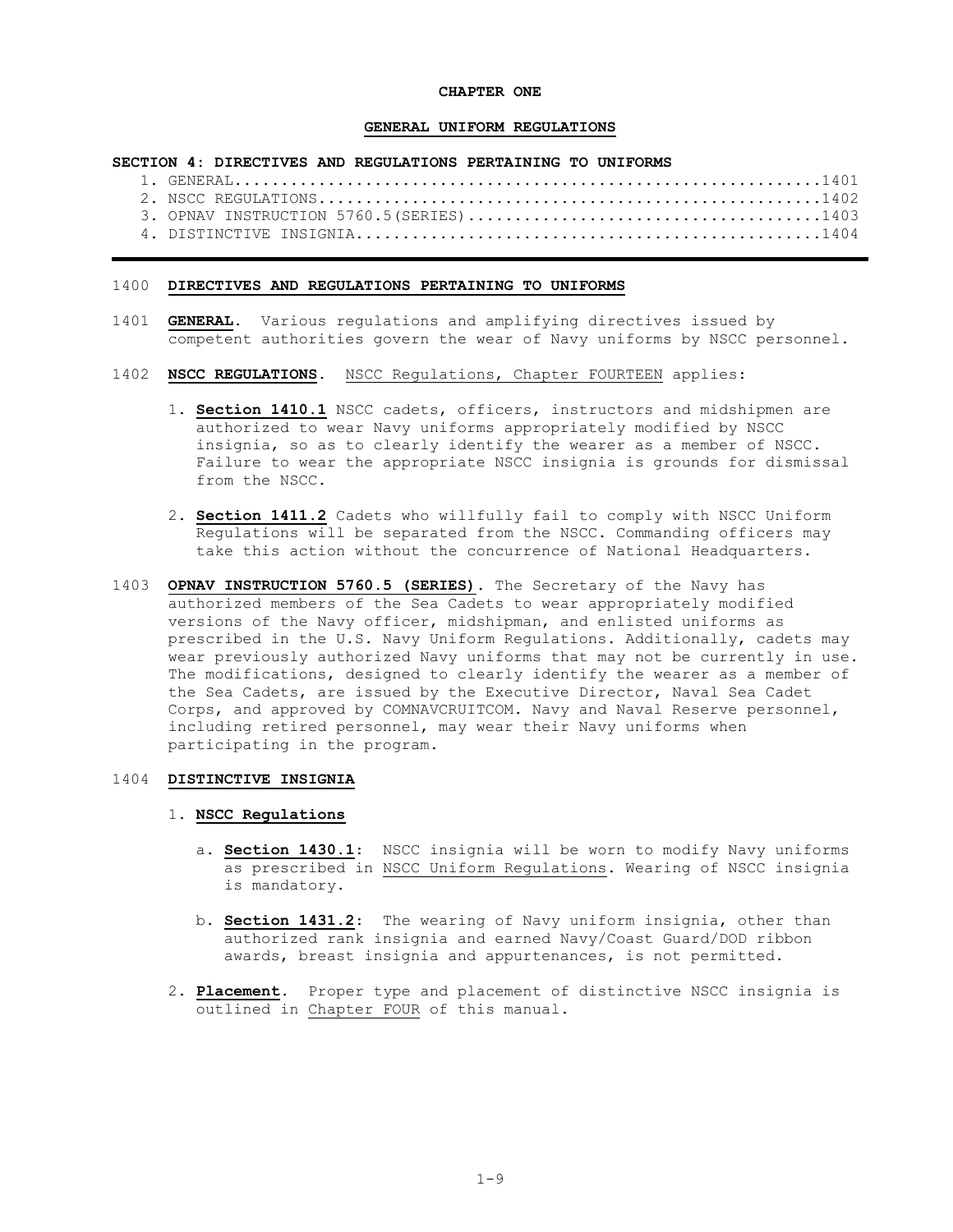**CHAPTER ONE**

**GENERAL UNIFORM REGULATIONS**

**SECTION 4: DIRECTIVES AND REGULATIONS PERTAINING TO UNIFORMS**

1. GENERAL..............................................................1401
2. NSCC REGULATIONS.....................................................1402
3. OPNAV INSTRUCTION 5760.5(SERIES).....................................1403
4. DISTINCTIVE INSIGNIA.................................................1404

---

1400 **DIRECTIVES AND REGULATIONS PERTAINING TO UNIFORMS**

1401 **GENERAL**. Various regulations and amplifying directives issued by competent authorities govern the wear of Navy uniforms by NSCC personnel.

1402 **NSCC REGULATIONS**. NSCC Regulations, Chapter FOURTEEN applies:

1. **Section 1410.1** NSCC cadets, officers, instructors and midshipmen are authorized to wear Navy uniforms appropriately modified by NSCC insignia, so as to clearly identify the wearer as a member of NSCC. Failure to wear the appropriate NSCC insignia is grounds for dismissal from the NSCC.

2. **Section 1411.2** Cadets who willfully fail to comply with NSCC Uniform Regulations will be separated from the NSCC. Commanding officers may take this action without the concurrence of National Headquarters.

1403 **OPNAV INSTRUCTION 5760.5 (SERIES)**. The Secretary of the Navy has authorized members of the Sea Cadets to wear appropriately modified versions of the Navy officer, midshipman, and enlisted uniforms as prescribed in the U.S. Navy Uniform Regulations. Additionally, cadets may wear previously authorized Navy uniforms that may not be currently in use. The modifications, designed to clearly identify the wearer as a member of the Sea Cadets, are issued by the Executive Director, Naval Sea Cadet Corps, and approved by COMNAVCRUITCOM. Navy and Naval Reserve personnel, including retired personnel, may wear their Navy uniforms when participating in the program.

1404 **DISTINCTIVE INSIGNIA**

1. **NSCC Regulations**

   a. **Section 1430.1**: NSCC insignia will be worn to modify Navy uniforms as prescribed in NSCC Uniform Regulations. Wearing of NSCC insignia is mandatory.

   b. **Section 1431.2**: The wearing of Navy uniform insignia, other than authorized rank insignia and earned Navy/Coast Guard/DOD ribbon awards, breast insignia and appurtenances, is not permitted.

2. **Placement**. Proper type and placement of distinctive NSCC insignia is outlined in Chapter FOUR of this manual.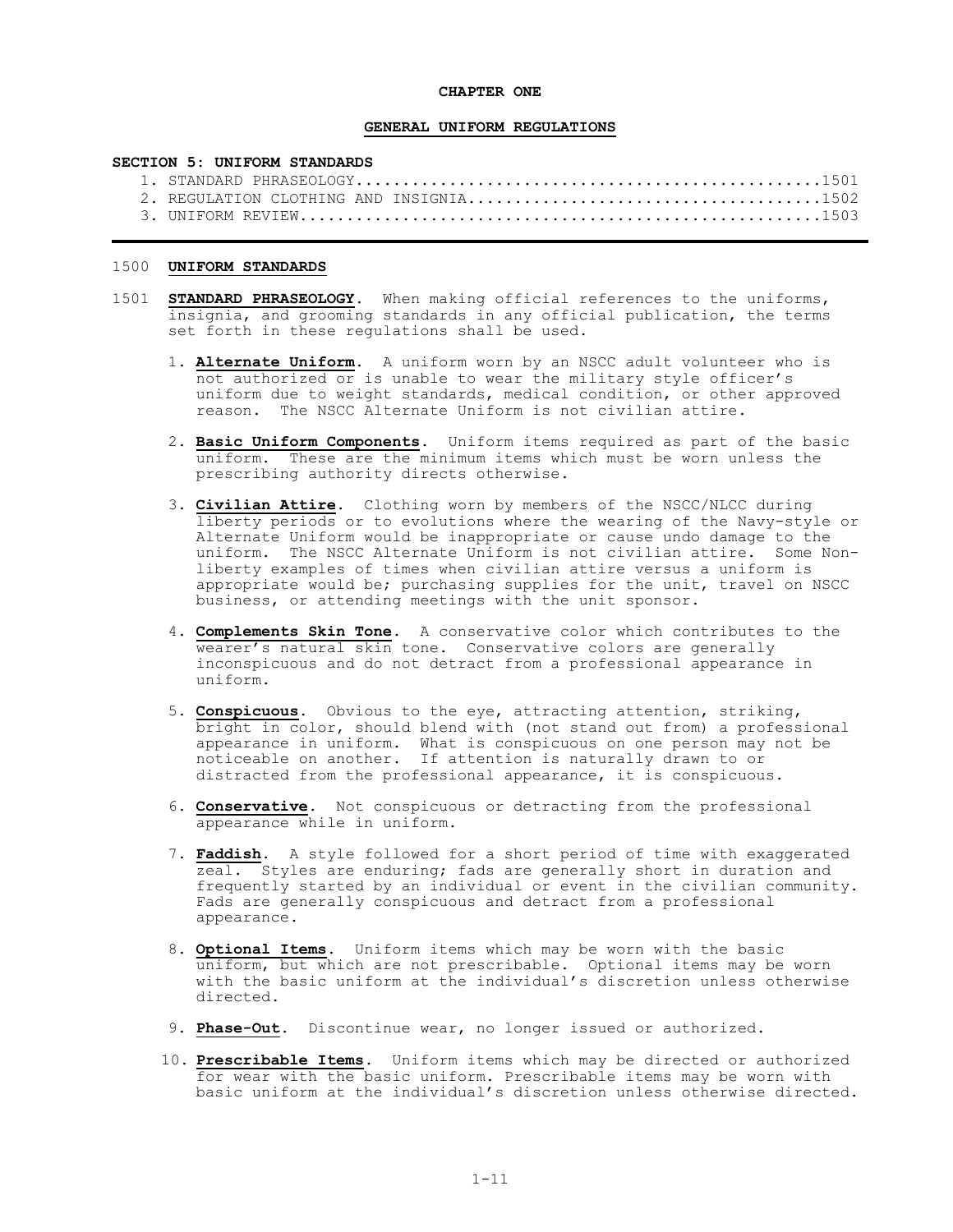**CHAPTER ONE**

**GENERAL UNIFORM REGULATIONS**

**SECTION 5: UNIFORM STANDARDS**

1. STANDARD PHRASEOLOGY................................................1501
2. REGULATION CLOTHING AND INSIGNIA....................................1502
3. UNIFORM REVIEW.....................................................1503

---

1500 **UNIFORM STANDARDS**

1501 **STANDARD PHRASEOLOGY**. When making official references to the uniforms, insignia, and grooming standards in any official publication, the terms set forth in these regulations shall be used.

1. **Alternate Uniform**. A uniform worn by an NSCC adult volunteer who is not authorized or is unable to wear the military style officer's uniform due to weight standards, medical condition, or other approved reason. The NSCC Alternate Uniform is not civilian attire.

2. **Basic Uniform Components**. Uniform items required as part of the basic uniform. These are the minimum items which must be worn unless the prescribing authority directs otherwise.

3. **Civilian Attire**. Clothing worn by members of the NSCC/NLCC during liberty periods or to evolutions where the wearing of the Navy-style or Alternate Uniform would be inappropriate or cause undo damage to the uniform. The NSCC Alternate Uniform is not civilian attire. Some Non-liberty examples of times when civilian attire versus a uniform is appropriate would be; purchasing supplies for the unit, travel on NSCC business, or attending meetings with the unit sponsor.

4. **Complements Skin Tone**. A conservative color which contributes to the wearer's natural skin tone. Conservative colors are generally inconspicuous and do not detract from a professional appearance in uniform.

5. **Conspicuous**. Obvious to the eye, attracting attention, striking, bright in color, should blend with (not stand out from) a professional appearance in uniform. What is conspicuous on one person may not be noticeable on another. If attention is naturally drawn to or distracted from the professional appearance, it is conspicuous.

6. **Conservative**. Not conspicuous or detracting from the professional appearance while in uniform.

7. **Faddish**. A style followed for a short period of time with exaggerated zeal. Styles are enduring; fads are generally short in duration and frequently started by an individual or event in the civilian community. Fads are generally conspicuous and detract from a professional appearance.

8. **Optional Items**. Uniform items which may be worn with the basic uniform, but which are not prescribable. Optional items may be worn with the basic uniform at the individual's discretion unless otherwise directed.

9. **Phase-Out**. Discontinue wear, no longer issued or authorized.

10. **Prescribable Items**. Uniform items which may be directed or authorized for wear with the basic uniform. Prescribable items may be worn with basic uniform at the individual's discretion unless otherwise directed.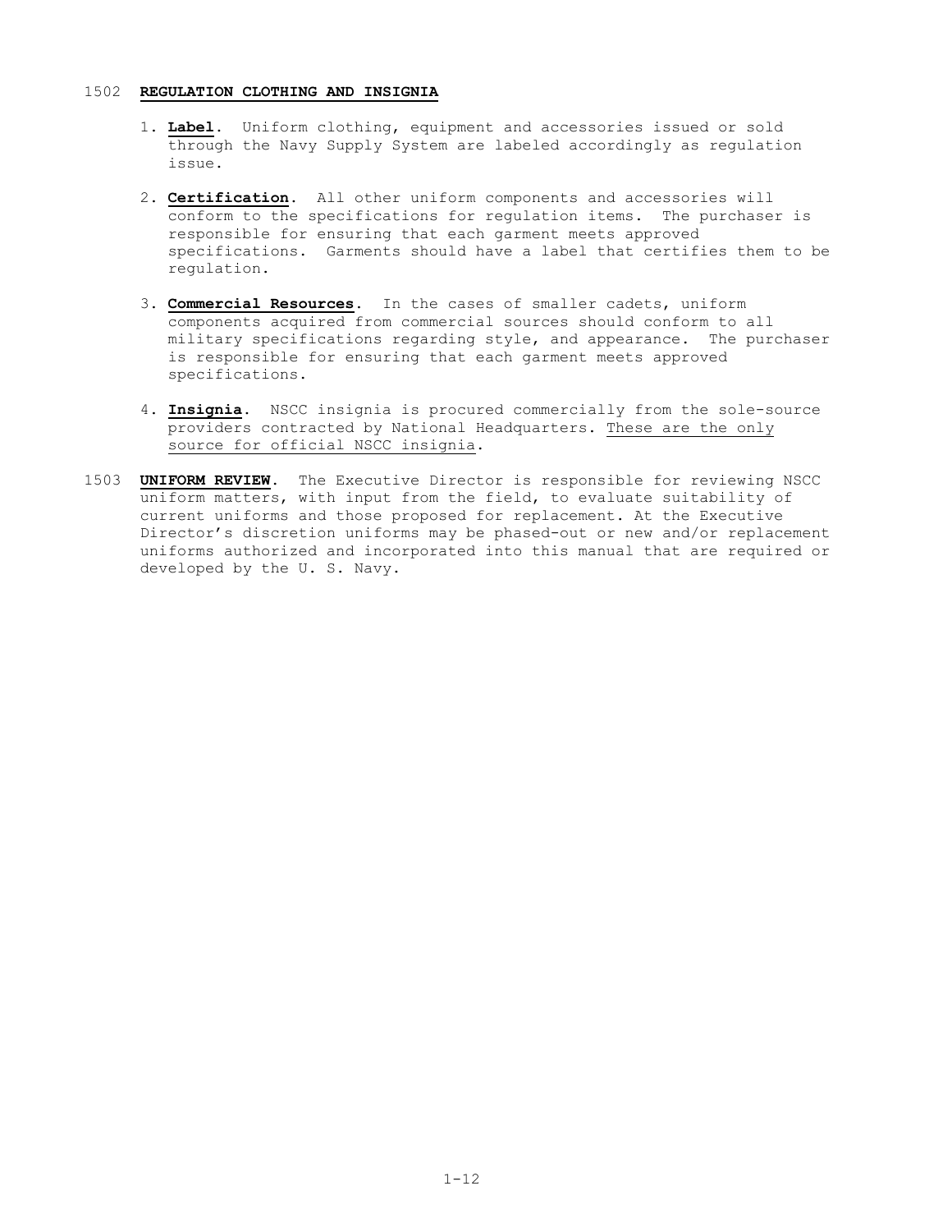1502 **REGULATION CLOTHING AND INSIGNIA**

1. **Label**. Uniform clothing, equipment and accessories issued or sold through the Navy Supply System are labeled accordingly as regulation issue.

2. **Certification**. All other uniform components and accessories will conform to the specifications for regulation items. The purchaser is responsible for ensuring that each garment meets approved specifications. Garments should have a label that certifies them to be regulation.

3. **Commercial Resources**. In the cases of smaller cadets, uniform components acquired from commercial sources should conform to all military specifications regarding style, and appearance. The purchaser is responsible for ensuring that each garment meets approved specifications.

4. **Insignia**. NSCC insignia is procured commercially from the sole-source providers contracted by National Headquarters. These are the only source for official NSCC insignia.

1503 **UNIFORM REVIEW**. The Executive Director is responsible for reviewing NSCC uniform matters, with input from the field, to evaluate suitability of current uniforms and those proposed for replacement. At the Executive Director's discretion uniforms may be phased-out or new and/or replacement uniforms authorized and incorporated into this manual that are required or developed by the U. S. Navy.